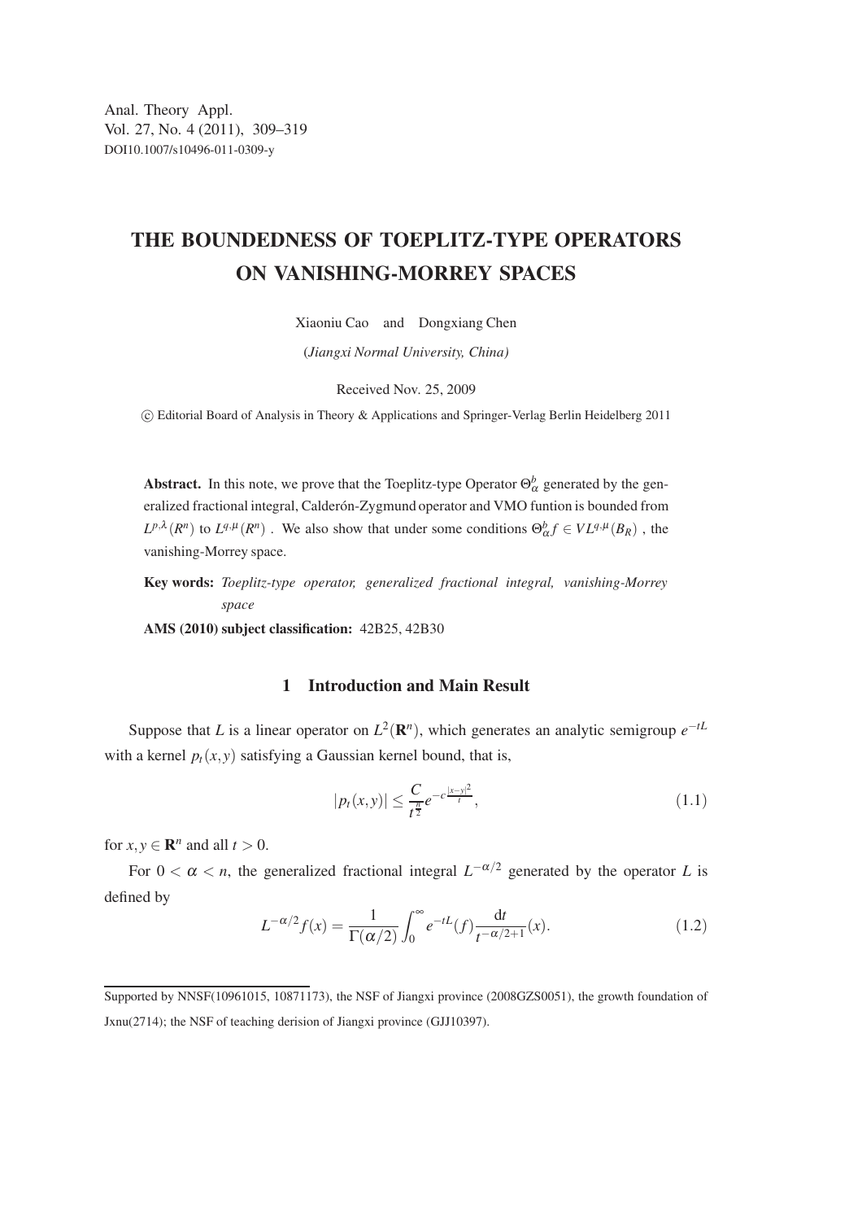Anal. Theory Appl.
Vol. 27, No. 4 (2011), 309–319
DOI10.1007/s10496-011-0309-y

# THE BOUNDEDNESS OF TOEPLITZ-TYPE OPERATORS ON VANISHING-MORREY SPACES

Xiaoniu Cao and Dongxiang Chen

(*Jiangxi Normal University, China*)

Received Nov. 25, 2009

© Editorial Board of Analysis in Theory & Applications and Springer-Verlag Berlin Heidelberg 2011

**Abstract.** In this note, we prove that the Toeplitz-type Operator $\Theta_{\alpha}^{b}$ generated by the generalized fractional integral, Calderón-Zygmund operator and VMO funtion is bounded from $L^{p,\lambda}(R^n)$ to $L^{q,\mu}(R^n)$ . We also show that under some conditions $\Theta_{\alpha}^{b}f \in VL^{q,\mu}(B_R)$ , the vanishing-Morrey space.

**Key words:** *Toeplitz-type operator, generalized fractional integral, vanishing-Morrey space*

**AMS (2010) subject classification:** 42B25, 42B30

## 1 Introduction and Main Result

Suppose that $L$ is a linear operator on $L^2(\mathbf{R}^n)$, which generates an analytic semigroup $e^{-tL}$ with a kernel $p_t(x,y)$ satisfying a Gaussian kernel bound, that is,

$$|p_t(x,y)| \le \frac{C}{t^{\frac{n}{2}}} e^{-c\frac{|x-y|^2}{t}}, \tag{1.1}$$

for $x, y \in \mathbf{R}^n$ and all $t > 0$.

For $0 < \alpha < n$, the generalized fractional integral $L^{-\alpha/2}$ generated by the operator $L$ is defined by

$$L^{-\alpha/2}f(x) = \frac{1}{\Gamma(\alpha/2)} \int_0^{\infty} e^{-tL}(f) \frac{\mathrm{d}t}{t^{-\alpha/2+1}}(x). \tag{1.2}$$

Supported by NNSF(10961015, 10871173), the NSF of Jiangxi province (2008GZS0051), the growth foundation of Jxnu(2714); the NSF of teaching derision of Jiangxi province (GJJ10397).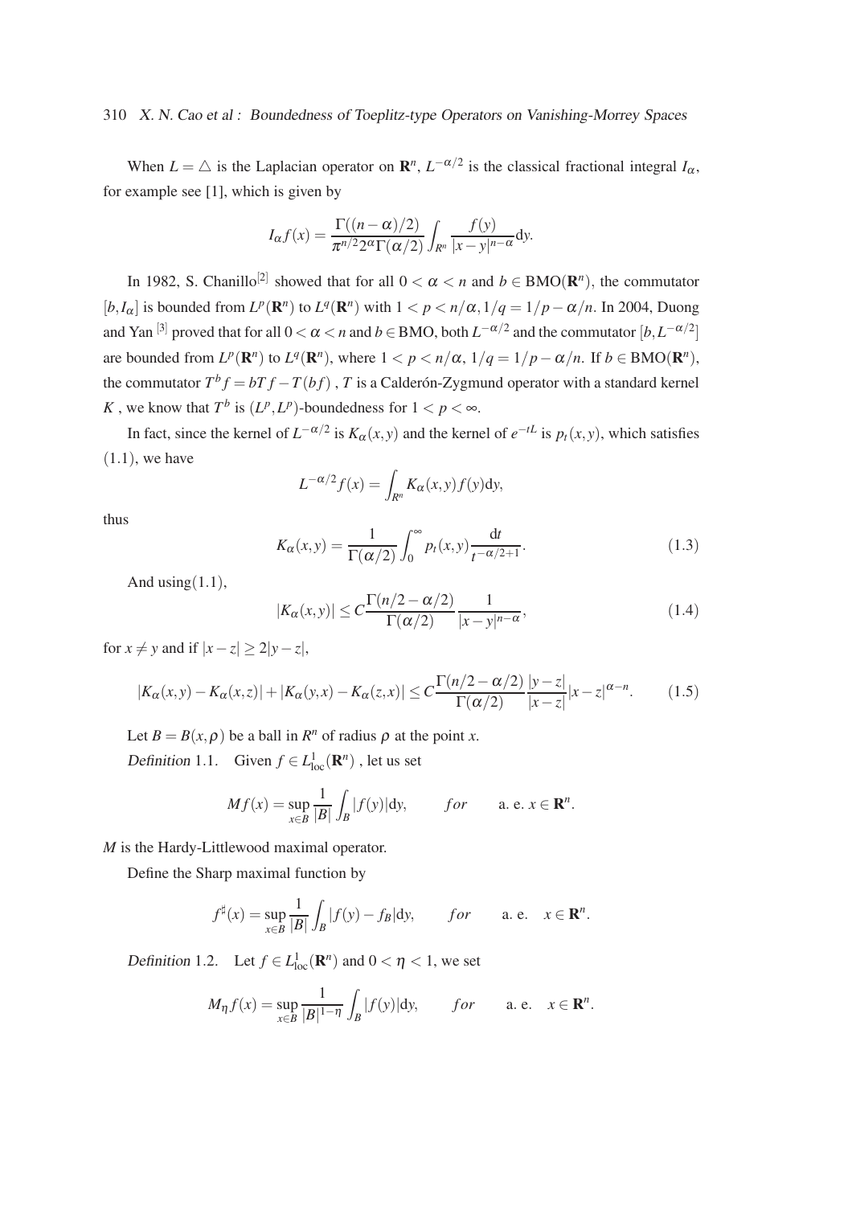When $L = \triangle$ is the Laplacian operator on $\mathbf{R}^n$, $L^{-\alpha/2}$ is the classical fractional integral $I_\alpha$, for example see [1], which is given by

$$I_\alpha f(x) = \frac{\Gamma((n-\alpha)/2)}{\pi^{n/2}2^\alpha \Gamma(\alpha/2)} \int_{R^n} \frac{f(y)}{|x-y|^{n-\alpha}} \mathrm{d}y.$$

In 1982, S. Chanillo[2] showed that for all $0 < \alpha < n$ and $b \in \mathrm{BMO}(\mathbf{R}^n)$, the commutator $[b, I_\alpha]$ is bounded from $L^p(\mathbf{R}^n)$ to $L^q(\mathbf{R}^n)$ with $1 < p < n/\alpha, 1/q = 1/p - \alpha/n$. In 2004, Duong and Yan [3] proved that for all $0 < \alpha < n$ and $b \in \mathrm{BMO}$, both $L^{-\alpha/2}$ and the commutator $[b, L^{-\alpha/2}]$ are bounded from $L^p(\mathbf{R}^n)$ to $L^q(\mathbf{R}^n)$, where $1 < p < n/\alpha$, $1/q = 1/p - \alpha/n$. If $b \in \mathrm{BMO}(\mathbf{R}^n)$, the commutator $T^b f = bTf - T(bf)$ , $T$ is a Calderón-Zygmund operator with a standard kernel $K$ , we know that $T^b$ is $(L^p, L^p)$-boundedness for $1 < p < \infty$.

In fact, since the kernel of $L^{-\alpha/2}$ is $K_\alpha(x,y)$ and the kernel of $e^{-tL}$ is $p_t(x,y)$, which satisfies (1.1), we have

$$L^{-\alpha/2} f(x) = \int_{R^n} K_\alpha(x,y) f(y) \mathrm{d}y,$$

thus

$$K_\alpha(x,y) = \frac{1}{\Gamma(\alpha/2)} \int_0^\infty p_t(x,y) \frac{\mathrm{d}t}{t^{-\alpha/2+1}}. \tag{1.3}$$

And using(1.1),

$$|K_\alpha(x,y)| \leq C \frac{\Gamma(n/2 - \alpha/2)}{\Gamma(\alpha/2)} \frac{1}{|x-y|^{n-\alpha}}, \tag{1.4}$$

for $x \neq y$ and if $|x-z| \geq 2|y-z|$,

$$|K_\alpha(x,y) - K_\alpha(x,z)| + |K_\alpha(y,x) - K_\alpha(z,x)| \leq C \frac{\Gamma(n/2 - \alpha/2)}{\Gamma(\alpha/2)} \frac{|y-z|}{|x-z|} |x-z|^{\alpha - n}. \tag{1.5}$$

Let $B = B(x, \rho)$ be a ball in $R^n$ of radius $\rho$ at the point $x$.

*Definition* 1.1. Given $f \in L^1_{\mathrm{loc}}(\mathbf{R}^n)$ , let us set

$$Mf(x) = \sup_{x \in B} \frac{1}{|B|} \int_B |f(y)| \mathrm{d}y, \qquad for \qquad \text{a. e. } x \in \mathbf{R}^n.$$

*M* is the Hardy-Littlewood maximal operator.

Define the Sharp maximal function by

$$f^\sharp(x) = \sup_{x \in B} \frac{1}{|B|} \int_B |f(y) - f_B| \mathrm{d}y, \qquad for \qquad \text{a. e.} \quad x \in \mathbf{R}^n.$$

*Definition* 1.2. Let $f \in L^1_{\mathrm{loc}}(\mathbf{R}^n)$ and $0 < \eta < 1$, we set

$$M_\eta f(x) = \sup_{x \in B} \frac{1}{|B|^{1-\eta}} \int_B |f(y)| \mathrm{d}y, \qquad for \qquad \text{a. e.} \quad x \in \mathbf{R}^n.$$